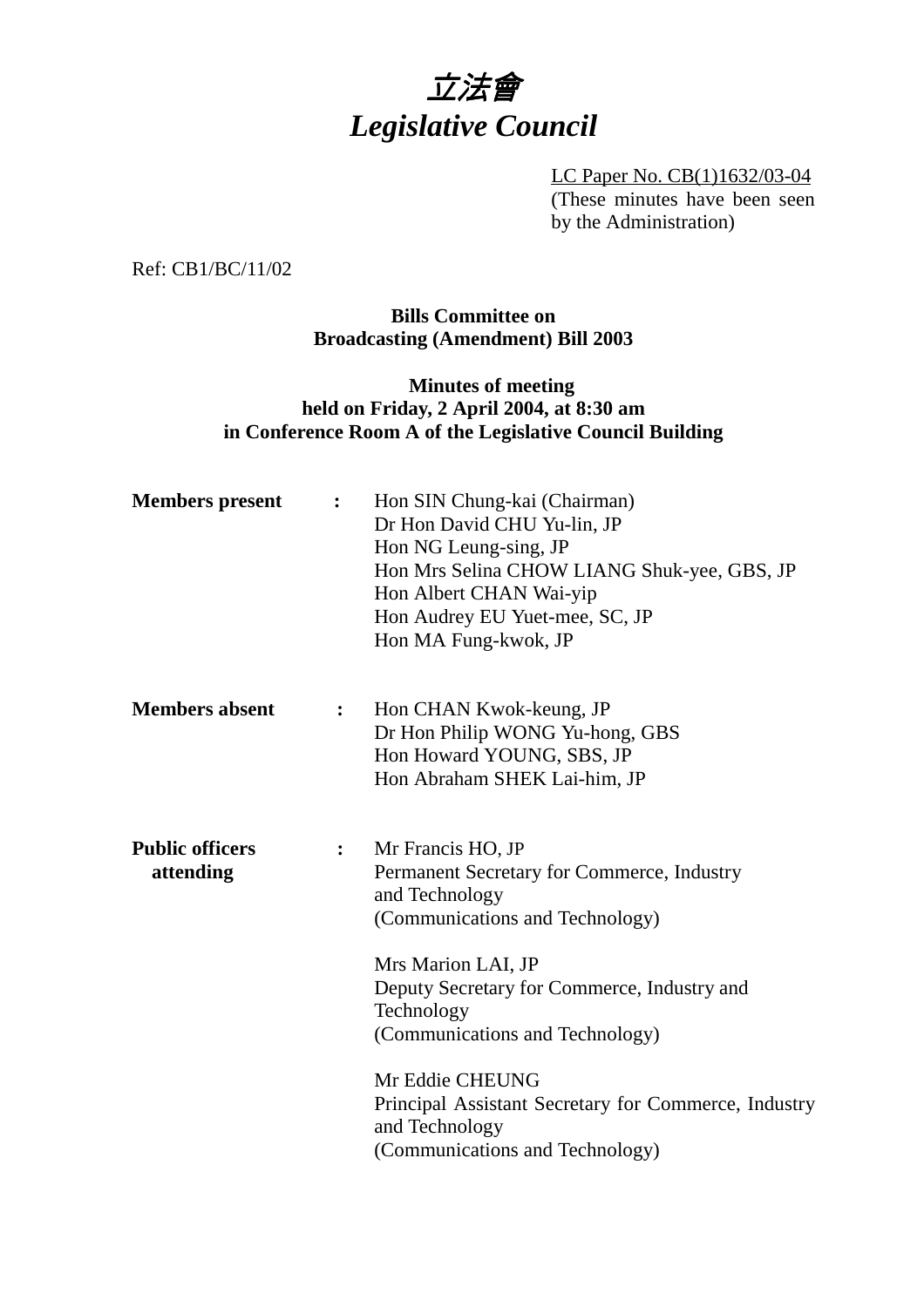# 立法會
# *Legislative Council*

LC Paper No. CB(1)1632/03-04
(These minutes have been seen by the Administration)

Ref: CB1/BC/11/02

**Bills Committee on**
**Broadcasting (Amendment) Bill 2003**

**Minutes of meeting**
**held on Friday, 2 April 2004, at 8:30 am**
**in Conference Room A of the Legislative Council Building**

**Members present** : Hon SIN Chung-kai (Chairman)
Dr Hon David CHU Yu-lin, JP
Hon NG Leung-sing, JP
Hon Mrs Selina CHOW LIANG Shuk-yee, GBS, JP
Hon Albert CHAN Wai-yip
Hon Audrey EU Yuet-mee, SC, JP
Hon MA Fung-kwok, JP

**Members absent** : Hon CHAN Kwok-keung, JP
Dr Hon Philip WONG Yu-hong, GBS
Hon Howard YOUNG, SBS, JP
Hon Abraham SHEK Lai-him, JP

**Public officers attending** : Mr Francis HO, JP
Permanent Secretary for Commerce, Industry and Technology
(Communications and Technology)

Mrs Marion LAI, JP
Deputy Secretary for Commerce, Industry and Technology
(Communications and Technology)

Mr Eddie CHEUNG
Principal Assistant Secretary for Commerce, Industry and Technology
(Communications and Technology)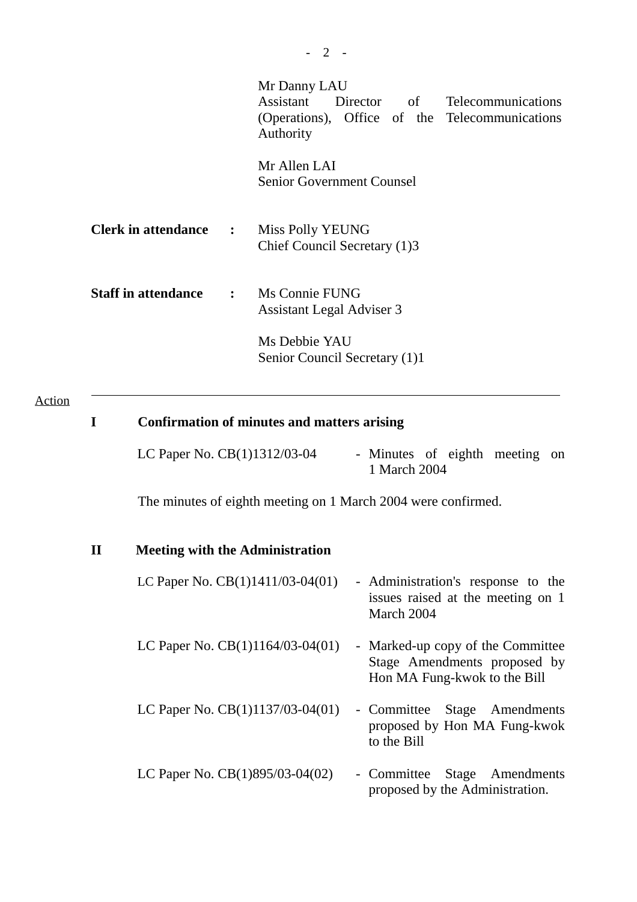Mr Danny LAU
Assistant Director of Telecommunications (Operations), Office of the Telecommunications Authority

Mr Allen LAI
Senior Government Counsel

**Clerk in attendance** : Miss Polly YEUNG
Chief Council Secretary (1)3

**Staff in attendance** : Ms Connie FUNG
Assistant Legal Adviser 3

Ms Debbie YAU
Senior Council Secretary (1)1

---

Action

## I Confirmation of minutes and matters arising

| | |
|---|---|
| LC Paper No. CB(1)1312/03-04 | - Minutes of eighth meeting on 1 March 2004 |

The minutes of eighth meeting on 1 March 2004 were confirmed.

## II Meeting with the Administration

| | |
|---|---|
| LC Paper No. CB(1)1411/03-04(01) | - Administration's response to the issues raised at the meeting on 1 March 2004 |
| LC Paper No. CB(1)1164/03-04(01) | - Marked-up copy of the Committee Stage Amendments proposed by Hon MA Fung-kwok to the Bill |
| LC Paper No. CB(1)1137/03-04(01) | - Committee Stage Amendments proposed by Hon MA Fung-kwok to the Bill |
| LC Paper No. CB(1)895/03-04(02) | - Committee Stage Amendments proposed by the Administration. |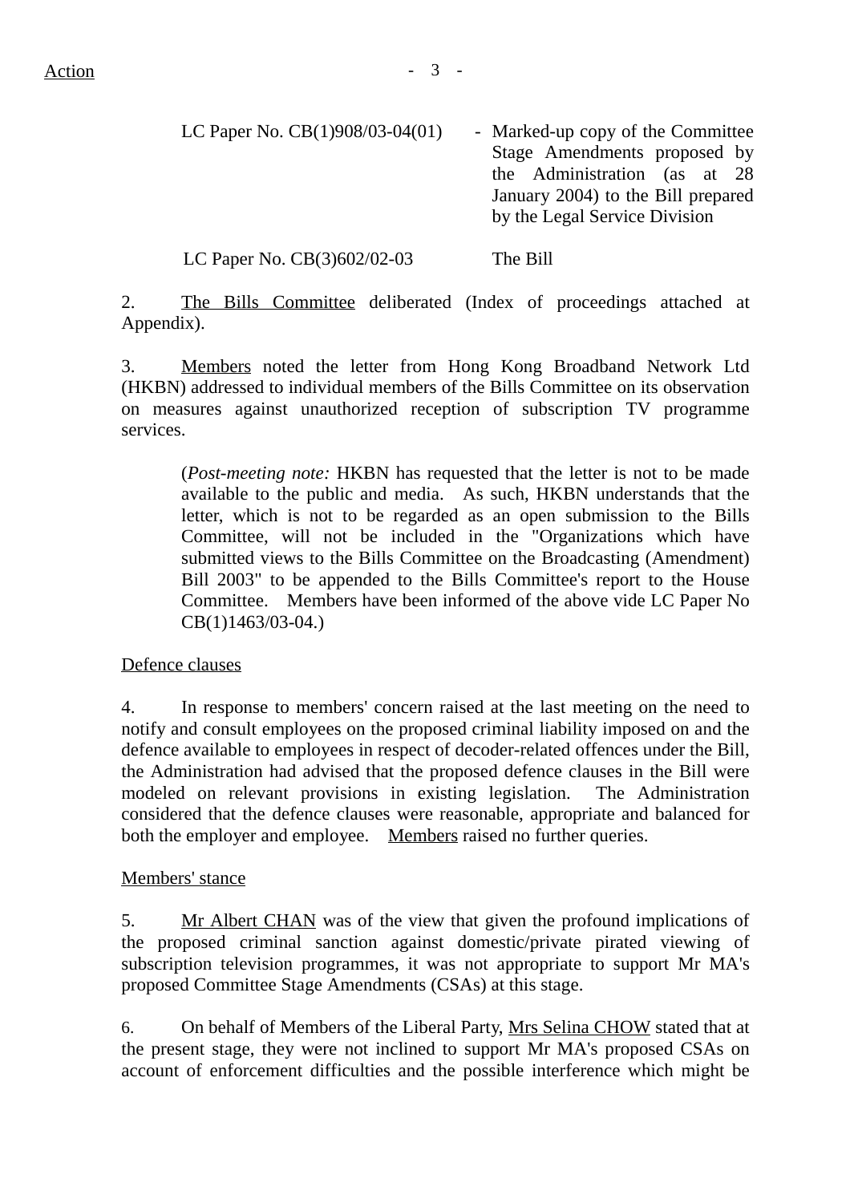Action

| | |
|---|---|
| LC Paper No. CB(1)908/03-04(01) | - Marked-up copy of the Committee Stage Amendments proposed by the Administration (as at 28 January 2004) to the Bill prepared by the Legal Service Division |
| LC Paper No. CB(3)602/02-03 | The Bill |

2. The Bills Committee deliberated (Index of proceedings attached at Appendix).

3. Members noted the letter from Hong Kong Broadband Network Ltd (HKBN) addressed to individual members of the Bills Committee on its observation on measures against unauthorized reception of subscription TV programme services.

(*Post-meeting note:* HKBN has requested that the letter is not to be made available to the public and media. As such, HKBN understands that the letter, which is not to be regarded as an open submission to the Bills Committee, will not be included in the "Organizations which have submitted views to the Bills Committee on the Broadcasting (Amendment) Bill 2003" to be appended to the Bills Committee's report to the House Committee. Members have been informed of the above vide LC Paper No CB(1)1463/03-04.)

Defence clauses

4. In response to members' concern raised at the last meeting on the need to notify and consult employees on the proposed criminal liability imposed on and the defence available to employees in respect of decoder-related offences under the Bill, the Administration had advised that the proposed defence clauses in the Bill were modeled on relevant provisions in existing legislation. The Administration considered that the defence clauses were reasonable, appropriate and balanced for both the employer and employee. Members raised no further queries.

Members' stance

5. Mr Albert CHAN was of the view that given the profound implications of the proposed criminal sanction against domestic/private pirated viewing of subscription television programmes, it was not appropriate to support Mr MA's proposed Committee Stage Amendments (CSAs) at this stage.

6. On behalf of Members of the Liberal Party, Mrs Selina CHOW stated that at the present stage, they were not inclined to support Mr MA's proposed CSAs on account of enforcement difficulties and the possible interference which might be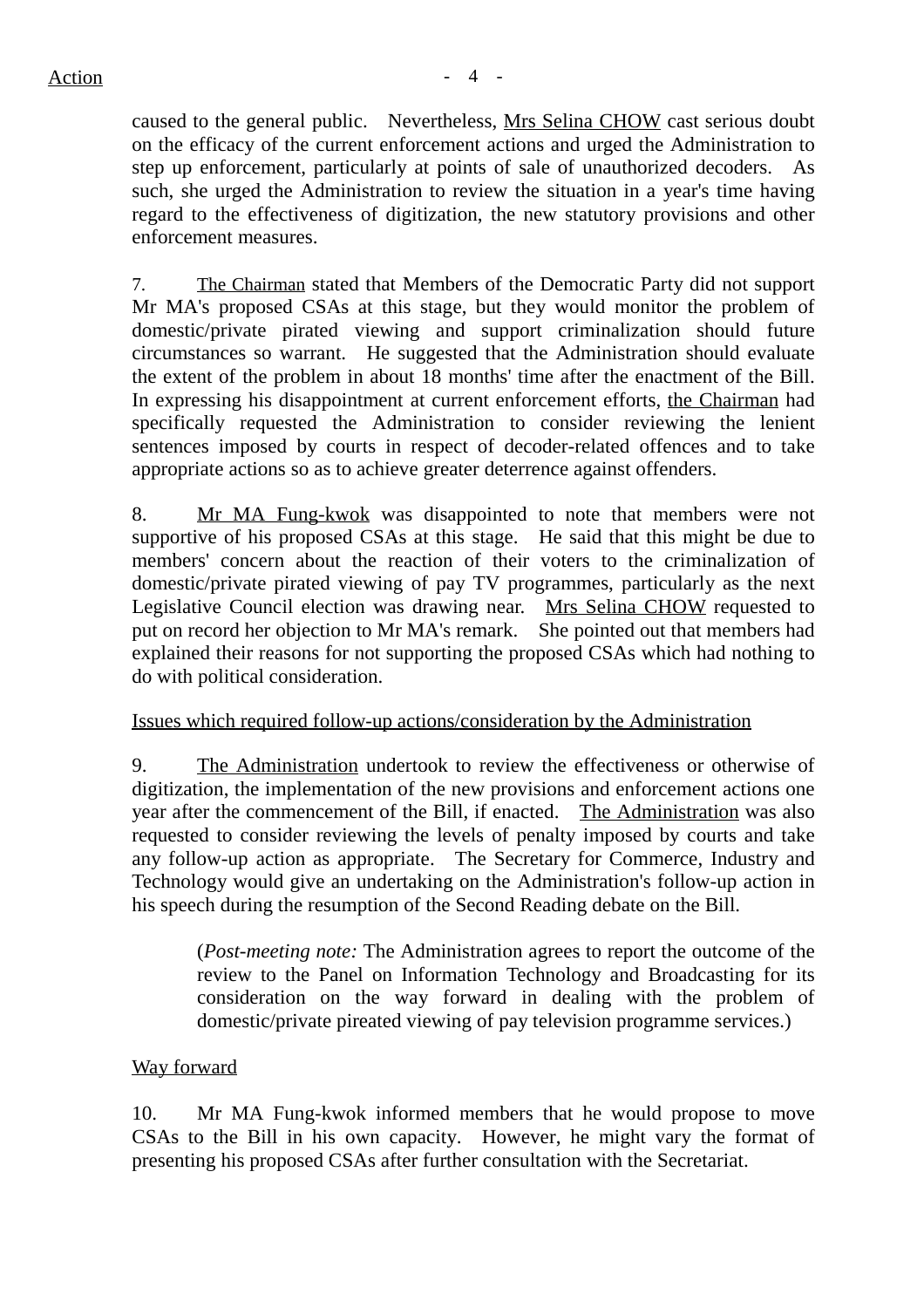caused to the general public. Nevertheless, Mrs Selina CHOW cast serious doubt on the efficacy of the current enforcement actions and urged the Administration to step up enforcement, particularly at points of sale of unauthorized decoders. As such, she urged the Administration to review the situation in a year's time having regard to the effectiveness of digitization, the new statutory provisions and other enforcement measures.

7. The Chairman stated that Members of the Democratic Party did not support Mr MA's proposed CSAs at this stage, but they would monitor the problem of domestic/private pirated viewing and support criminalization should future circumstances so warrant. He suggested that the Administration should evaluate the extent of the problem in about 18 months' time after the enactment of the Bill. In expressing his disappointment at current enforcement efforts, the Chairman had specifically requested the Administration to consider reviewing the lenient sentences imposed by courts in respect of decoder-related offences and to take appropriate actions so as to achieve greater deterrence against offenders.

8. Mr MA Fung-kwok was disappointed to note that members were not supportive of his proposed CSAs at this stage. He said that this might be due to members' concern about the reaction of their voters to the criminalization of domestic/private pirated viewing of pay TV programmes, particularly as the next Legislative Council election was drawing near. Mrs Selina CHOW requested to put on record her objection to Mr MA's remark. She pointed out that members had explained their reasons for not supporting the proposed CSAs which had nothing to do with political consideration.

Issues which required follow-up actions/consideration by the Administration

9. The Administration undertook to review the effectiveness or otherwise of digitization, the implementation of the new provisions and enforcement actions one year after the commencement of the Bill, if enacted. The Administration was also requested to consider reviewing the levels of penalty imposed by courts and take any follow-up action as appropriate. The Secretary for Commerce, Industry and Technology would give an undertaking on the Administration's follow-up action in his speech during the resumption of the Second Reading debate on the Bill.

> (*Post-meeting note:* The Administration agrees to report the outcome of the review to the Panel on Information Technology and Broadcasting for its consideration on the way forward in dealing with the problem of domestic/private pireated viewing of pay television programme services.)

Way forward

10. Mr MA Fung-kwok informed members that he would propose to move CSAs to the Bill in his own capacity. However, he might vary the format of presenting his proposed CSAs after further consultation with the Secretariat.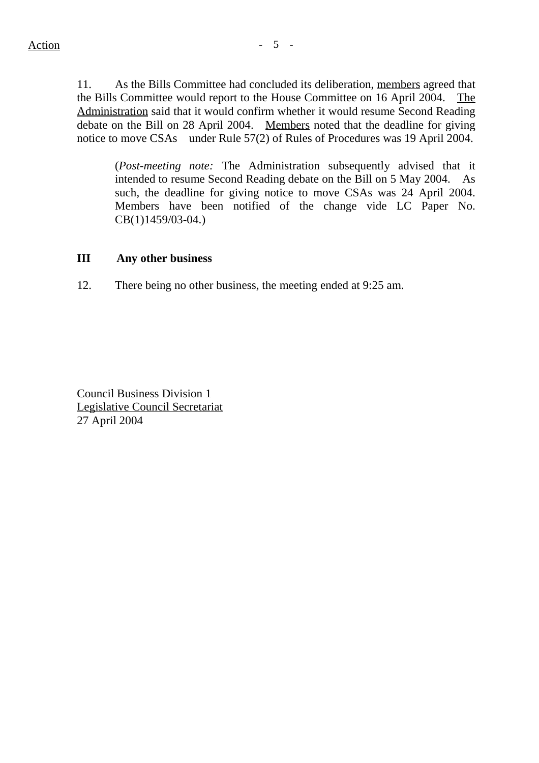Action

11. As the Bills Committee had concluded its deliberation, members agreed that the Bills Committee would report to the House Committee on 16 April 2004. The Administration said that it would confirm whether it would resume Second Reading debate on the Bill on 28 April 2004. Members noted that the deadline for giving notice to move CSAs under Rule 57(2) of Rules of Procedures was 19 April 2004.

> (*Post-meeting note:* The Administration subsequently advised that it intended to resume Second Reading debate on the Bill on 5 May 2004. As such, the deadline for giving notice to move CSAs was 24 April 2004. Members have been notified of the change vide LC Paper No. CB(1)1459/03-04.)

**III Any other business**

12. There being no other business, the meeting ended at 9:25 am.

Council Business Division 1
Legislative Council Secretariat
27 April 2004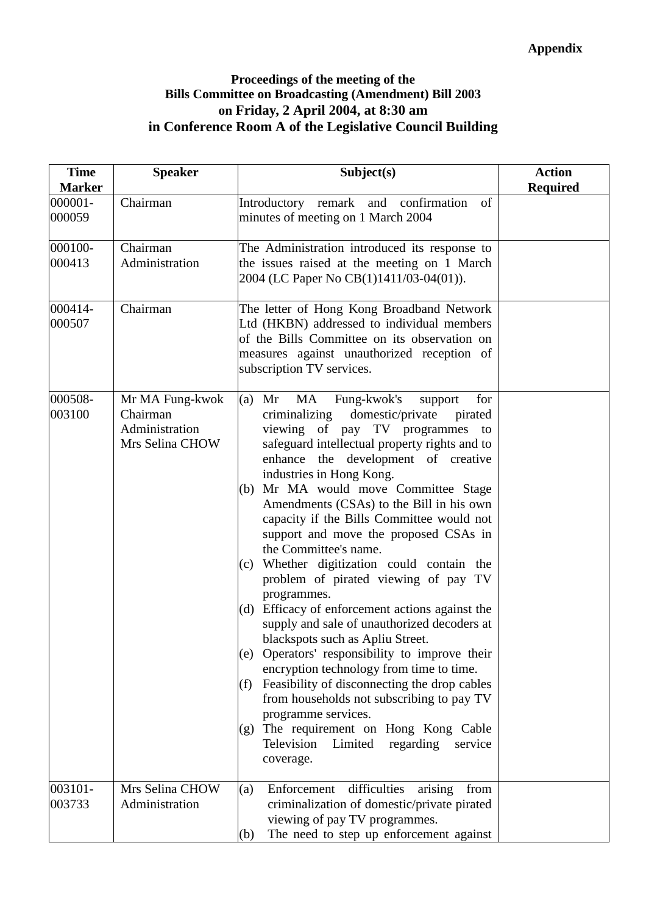**Appendix**

**Proceedings of the meeting of the**
**Bills Committee on Broadcasting (Amendment) Bill 2003**
**on Friday, 2 April 2004, at 8:30 am**
**in Conference Room A of the Legislative Council Building**

| Time Marker | Speaker | Subject(s) | Action Required |
|---|---|---|---|
| 000001-000059 | Chairman | Introductory remark and confirmation of minutes of meeting on 1 March 2004 | |
| 000100-000413 | Chairman<br>Administration | The Administration introduced its response to the issues raised at the meeting on 1 March 2004 (LC Paper No CB(1)1411/03-04(01)). | |
| 000414-000507 | Chairman | The letter of Hong Kong Broadband Network Ltd (HKBN) addressed to individual members of the Bills Committee on its observation on measures against unauthorized reception of subscription TV services. | |
| 000508-003100 | Mr MA Fung-kwok<br>Chairman<br>Administration<br>Mrs Selina CHOW | (a) Mr MA Fung-kwok's support for criminalizing domestic/private pirated viewing of pay TV programmes to safeguard intellectual property rights and to enhance the development of creative industries in Hong Kong.<br>(b) Mr MA would move Committee Stage Amendments (CSAs) to the Bill in his own capacity if the Bills Committee would not support and move the proposed CSAs in the Committee's name.<br>(c) Whether digitization could contain the problem of pirated viewing of pay TV programmes.<br>(d) Efficacy of enforcement actions against the supply and sale of unauthorized decoders at blackspots such as Apliu Street.<br>(e) Operators' responsibility to improve their encryption technology from time to time.<br>(f) Feasibility of disconnecting the drop cables from households not subscribing to pay TV programme services.<br>(g) The requirement on Hong Kong Cable Television Limited regarding service coverage. | |
| 003101-003733 | Mrs Selina CHOW<br>Administration | (a) Enforcement difficulties arising from criminalization of domestic/private pirated viewing of pay TV programmes.<br>(b) The need to step up enforcement against | |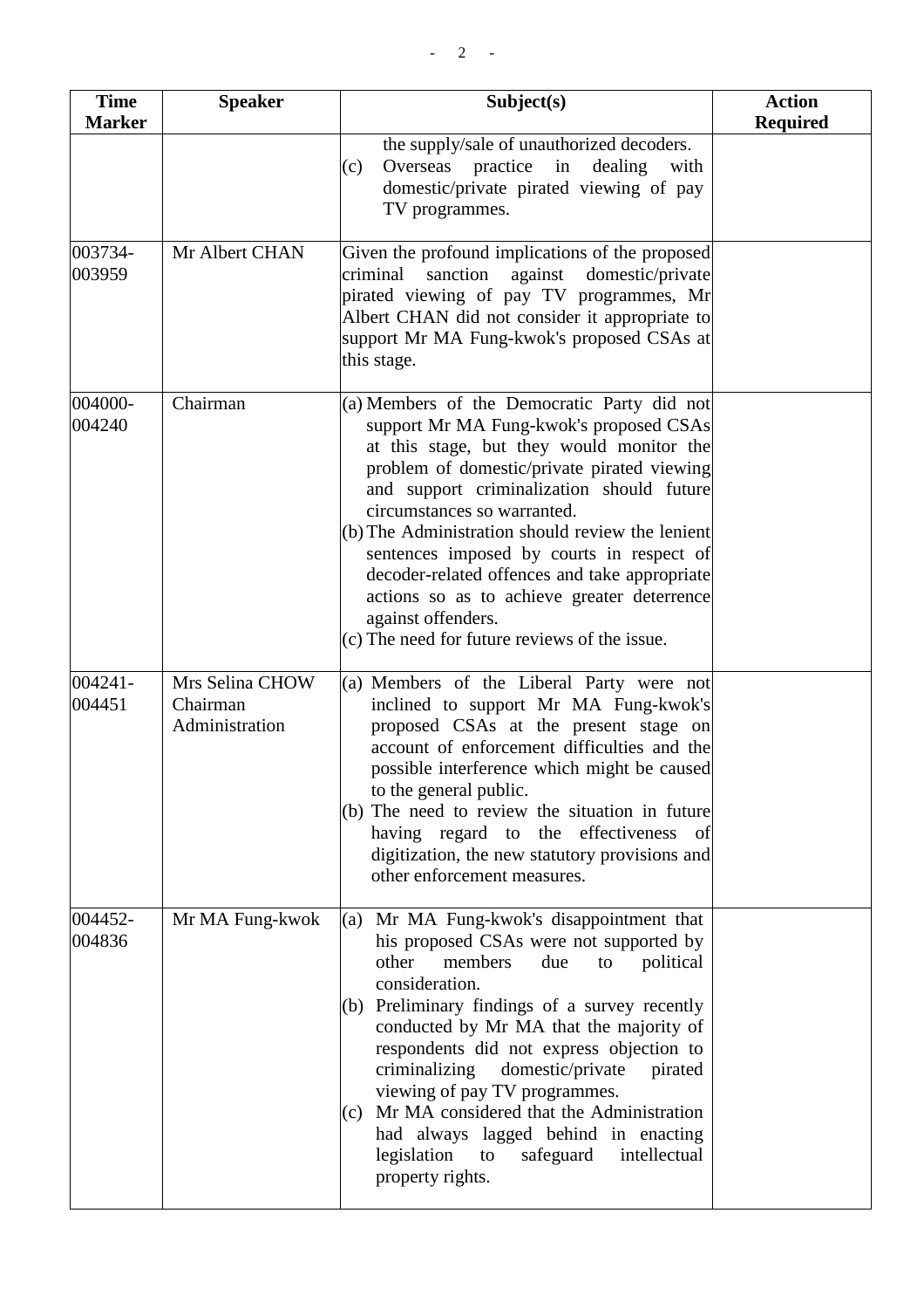| Time Marker | Speaker | Subject(s) | Action Required |
|---|---|---|---|
| | | the supply/sale of unauthorized decoders.<br>(c) Overseas practice in dealing with domestic/private pirated viewing of pay TV programmes. | |
| 003734-003959 | Mr Albert CHAN | Given the profound implications of the proposed criminal sanction against domestic/private pirated viewing of pay TV programmes, Mr Albert CHAN did not consider it appropriate to support Mr MA Fung-kwok's proposed CSAs at this stage. | |
| 004000-004240 | Chairman | (a) Members of the Democratic Party did not support Mr MA Fung-kwok's proposed CSAs at this stage, but they would monitor the problem of domestic/private pirated viewing and support criminalization should future circumstances so warranted.<br>(b) The Administration should review the lenient sentences imposed by courts in respect of decoder-related offences and take appropriate actions so as to achieve greater deterrence against offenders.<br>(c) The need for future reviews of the issue. | |
| 004241-004451 | Mrs Selina CHOW<br>Chairman<br>Administration | (a) Members of the Liberal Party were not inclined to support Mr MA Fung-kwok's proposed CSAs at the present stage on account of enforcement difficulties and the possible interference which might be caused to the general public.<br>(b) The need to review the situation in future having regard to the effectiveness of digitization, the new statutory provisions and other enforcement measures. | |
| 004452-004836 | Mr MA Fung-kwok | (a) Mr MA Fung-kwok's disappointment that his proposed CSAs were not supported by other members due to political consideration.<br>(b) Preliminary findings of a survey recently conducted by Mr MA that the majority of respondents did not express objection to criminalizing domestic/private pirated viewing of pay TV programmes.<br>(c) Mr MA considered that the Administration had always lagged behind in enacting legislation to safeguard intellectual property rights. | |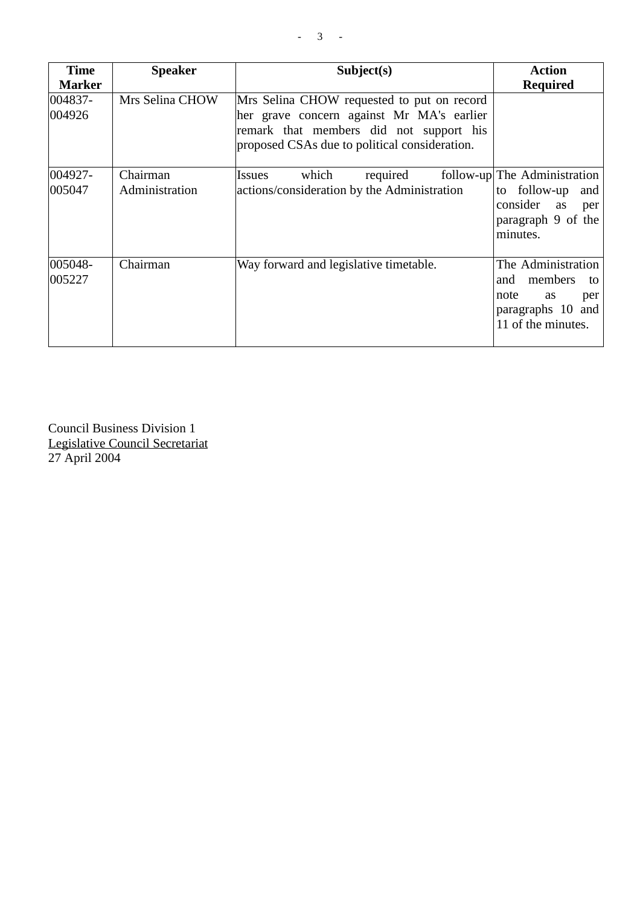| Time Marker | Speaker | Subject(s) | Action Required |
|---|---|---|---|
| 004837-004926 | Mrs Selina CHOW | Mrs Selina CHOW requested to put on record her grave concern against Mr MA's earlier remark that members did not support his proposed CSAs due to political consideration. | |
| 004927-005047 | Chairman Administration | Issues which required follow-up actions/consideration by the Administration | The Administration to follow-up and consider as per paragraph 9 of the minutes. |
| 005048-005227 | Chairman | Way forward and legislative timetable. | The Administration and members to note as per paragraphs 10 and 11 of the minutes. |

Council Business Division 1
Legislative Council Secretariat
27 April 2004